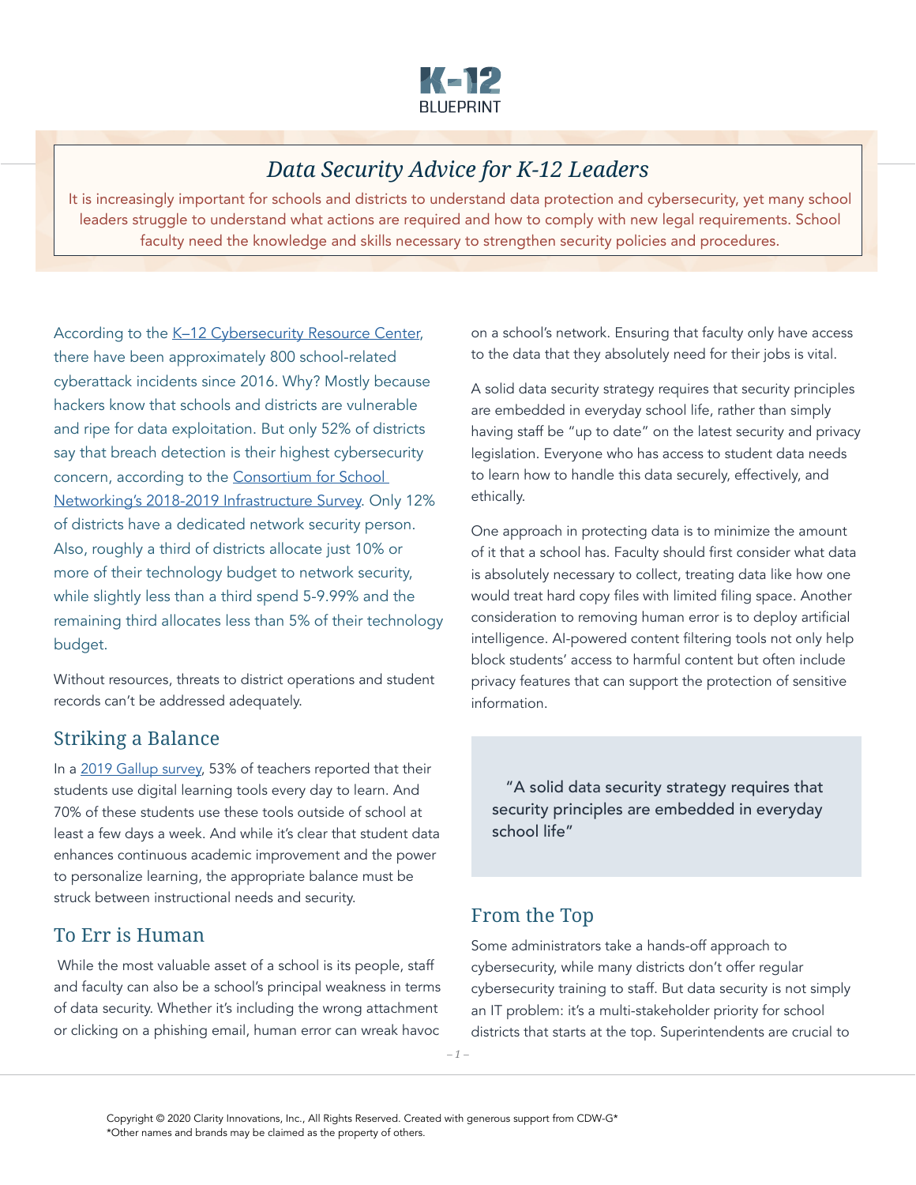K-12 BLUEPRINT

# Data Security Advice for K-12 Leaders

It is increasingly important for schools and districts to understand data protection and cybersecurity, yet many school leaders struggle to understand what actions are required and how to comply with new legal requirements. School faculty need the knowledge and skills necessary to strengthen security policies and procedures.

According to the K–12 Cybersecurity Resource Center, there have been approximately 800 school-related cyberattack incidents since 2016. Why? Mostly because hackers know that schools and districts are vulnerable and ripe for data exploitation. But only 52% of districts say that breach detection is their highest cybersecurity concern, according to the Consortium for School Networking's 2018-2019 Infrastructure Survey. Only 12% of districts have a dedicated network security person. Also, roughly a third of districts allocate just 10% or more of their technology budget to network security, while slightly less than a third spend 5-9.99% and the remaining third allocates less than 5% of their technology budget.

Without resources, threats to district operations and student records can't be addressed adequately.

## Striking a Balance

In a 2019 Gallup survey, 53% of teachers reported that their students use digital learning tools every day to learn. And 70% of these students use these tools outside of school at least a few days a week. And while it's clear that student data enhances continuous academic improvement and the power to personalize learning, the appropriate balance must be struck between instructional needs and security.

## To Err is Human

While the most valuable asset of a school is its people, staff and faculty can also be a school's principal weakness in terms of data security. Whether it's including the wrong attachment or clicking on a phishing email, human error can wreak havoc on a school's network. Ensuring that faculty only have access to the data that they absolutely need for their jobs is vital.

A solid data security strategy requires that security principles are embedded in everyday school life, rather than simply having staff be "up to date" on the latest security and privacy legislation. Everyone who has access to student data needs to learn how to handle this data securely, effectively, and ethically.

One approach in protecting data is to minimize the amount of it that a school has. Faculty should first consider what data is absolutely necessary to collect, treating data like how one would treat hard copy files with limited filing space. Another consideration to removing human error is to deploy artificial intelligence. AI-powered content filtering tools not only help block students' access to harmful content but often include privacy features that can support the protection of sensitive information.

> "A solid data security strategy requires that security principles are embedded in everyday school life"

## From the Top

Some administrators take a hands-off approach to cybersecurity, while many districts don't offer regular cybersecurity training to staff. But data security is not simply an IT problem: it's a multi-stakeholder priority for school districts that starts at the top. Superintendents are crucial to

Copyright © 2020 Clarity Innovations, Inc., All Rights Reserved. Created with generous support from CDW-G*
*Other names and brands may be claimed as the property of others.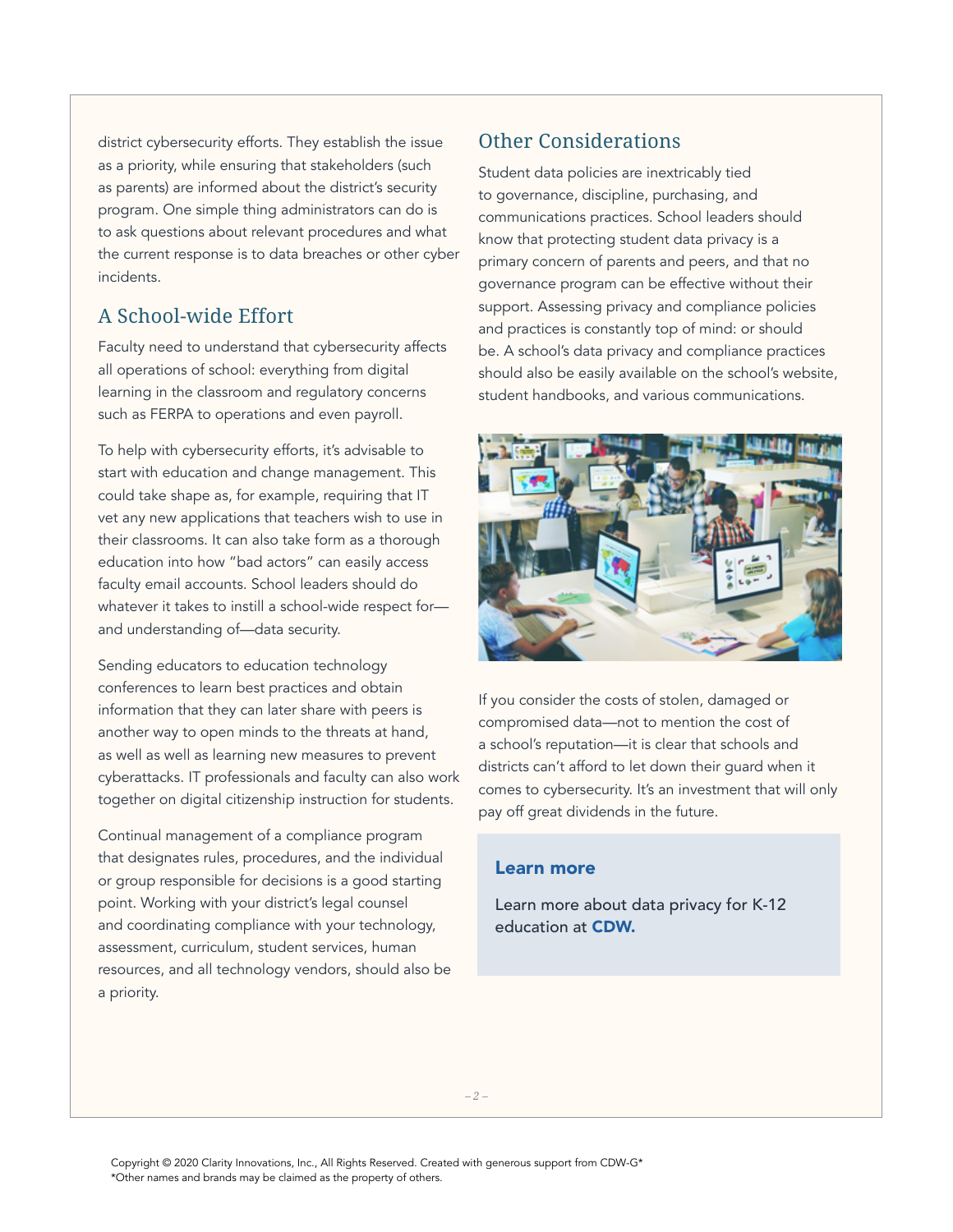district cybersecurity efforts. They establish the issue as a priority, while ensuring that stakeholders (such as parents) are informed about the district's security program. One simple thing administrators can do is to ask questions about relevant procedures and what the current response is to data breaches or other cyber incidents.

## A School-wide Effort

Faculty need to understand that cybersecurity affects all operations of school: everything from digital learning in the classroom and regulatory concerns such as FERPA to operations and even payroll.

To help with cybersecurity efforts, it's advisable to start with education and change management. This could take shape as, for example, requiring that IT vet any new applications that teachers wish to use in their classrooms. It can also take form as a thorough education into how "bad actors" can easily access faculty email accounts. School leaders should do whatever it takes to instill a school-wide respect for—and understanding of—data security.

Sending educators to education technology conferences to learn best practices and obtain information that they can later share with peers is another way to open minds to the threats at hand, as well as well as learning new measures to prevent cyberattacks. IT professionals and faculty can also work together on digital citizenship instruction for students.

Continual management of a compliance program that designates rules, procedures, and the individual or group responsible for decisions is a good starting point. Working with your district's legal counsel and coordinating compliance with your technology, assessment, curriculum, student services, human resources, and all technology vendors, should also be a priority.

## Other Considerations

Student data policies are inextricably tied to governance, discipline, purchasing, and communications practices. School leaders should know that protecting student data privacy is a primary concern of parents and peers, and that no governance program can be effective without their support. Assessing privacy and compliance policies and practices is constantly top of mind: or should be. A school's data privacy and compliance practices should also be easily available on the school's website, student handbooks, and various communications.

If you consider the costs of stolen, damaged or compromised data—not to mention the cost of a school's reputation—it is clear that schools and districts can't afford to let down their guard when it comes to cybersecurity. It's an investment that will only pay off great dividends in the future.

### Learn more

Learn more about data privacy for K-12 education at **CDW.**

Copyright © 2020 Clarity Innovations, Inc., All Rights Reserved. Created with generous support from CDW-G*
*Other names and brands may be claimed as the property of others.